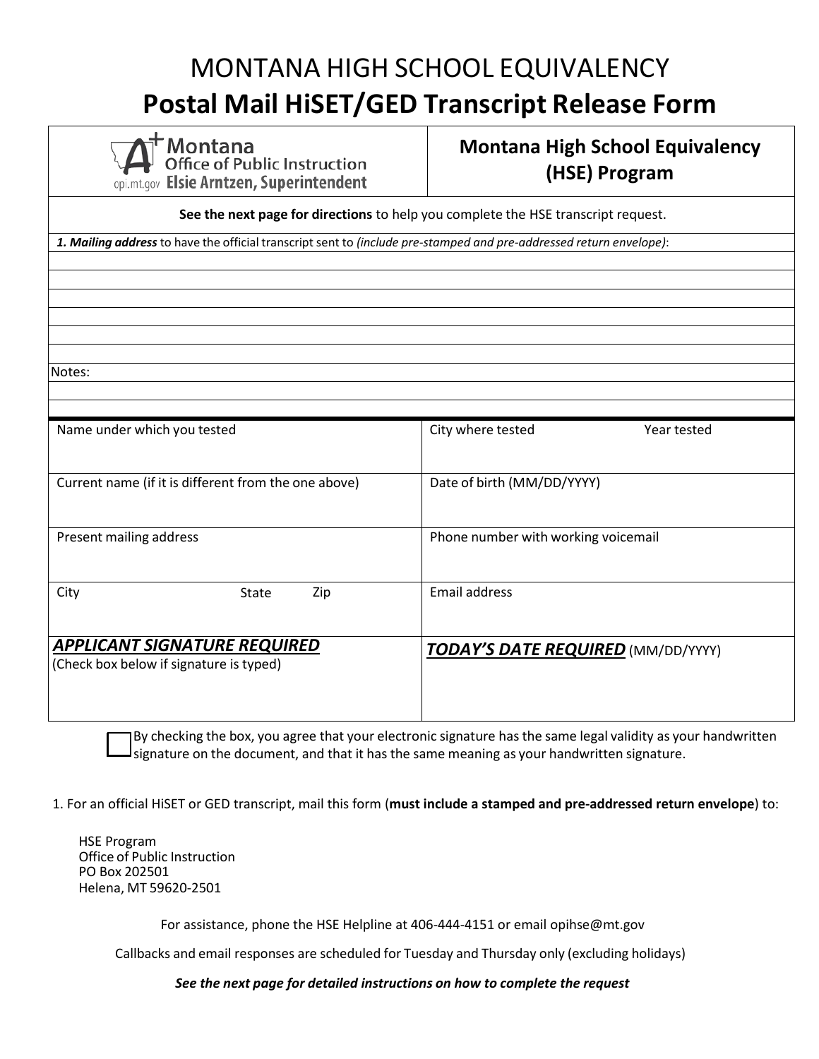# MONTANA HIGH SCHOOL EQUIVALENCY

# Postal Mail HiSET/GED Transcript Release Form

| Montana Office of Public Instruction<br>opi.mt.gov Elsie Arntzen, Superintendent | **Montana High School Equivalency (HSE) Program** |
|---|---|

**See the next page for directions** to help you complete the HSE transcript request.

***1. Mailing address*** to have the official transcript sent to *(include pre-stamped and pre-addressed return envelope)*:

Notes:

| | |
|---|---|
| Name under which you tested | City where tested &nbsp;&nbsp;&nbsp;&nbsp; Year tested |
| Current name (if it is different from the one above) | Date of birth (MM/DD/YYYY) |
| Present mailing address | Phone number with working voicemail |
| City &nbsp;&nbsp;&nbsp;&nbsp; State &nbsp;&nbsp;&nbsp;&nbsp; Zip | Email address |
| ***APPLICANT SIGNATURE REQUIRED***<br>(Check box below if signature is typed) | ***TODAY'S DATE REQUIRED*** (MM/DD/YYYY) |

☐ By checking the box, you agree that your electronic signature has the same legal validity as your handwritten signature on the document, and that it has the same meaning as your handwritten signature.

1. For an official HiSET or GED transcript, mail this form (**must include a stamped and pre-addressed return envelope**) to:

HSE Program
Office of Public Instruction
PO Box 202501
Helena, MT 59620-2501

For assistance, phone the HSE Helpline at 406-444-4151 or email opihse@mt.gov

Callbacks and email responses are scheduled for Tuesday and Thursday only (excluding holidays)

***See the next page for detailed instructions on how to complete the request***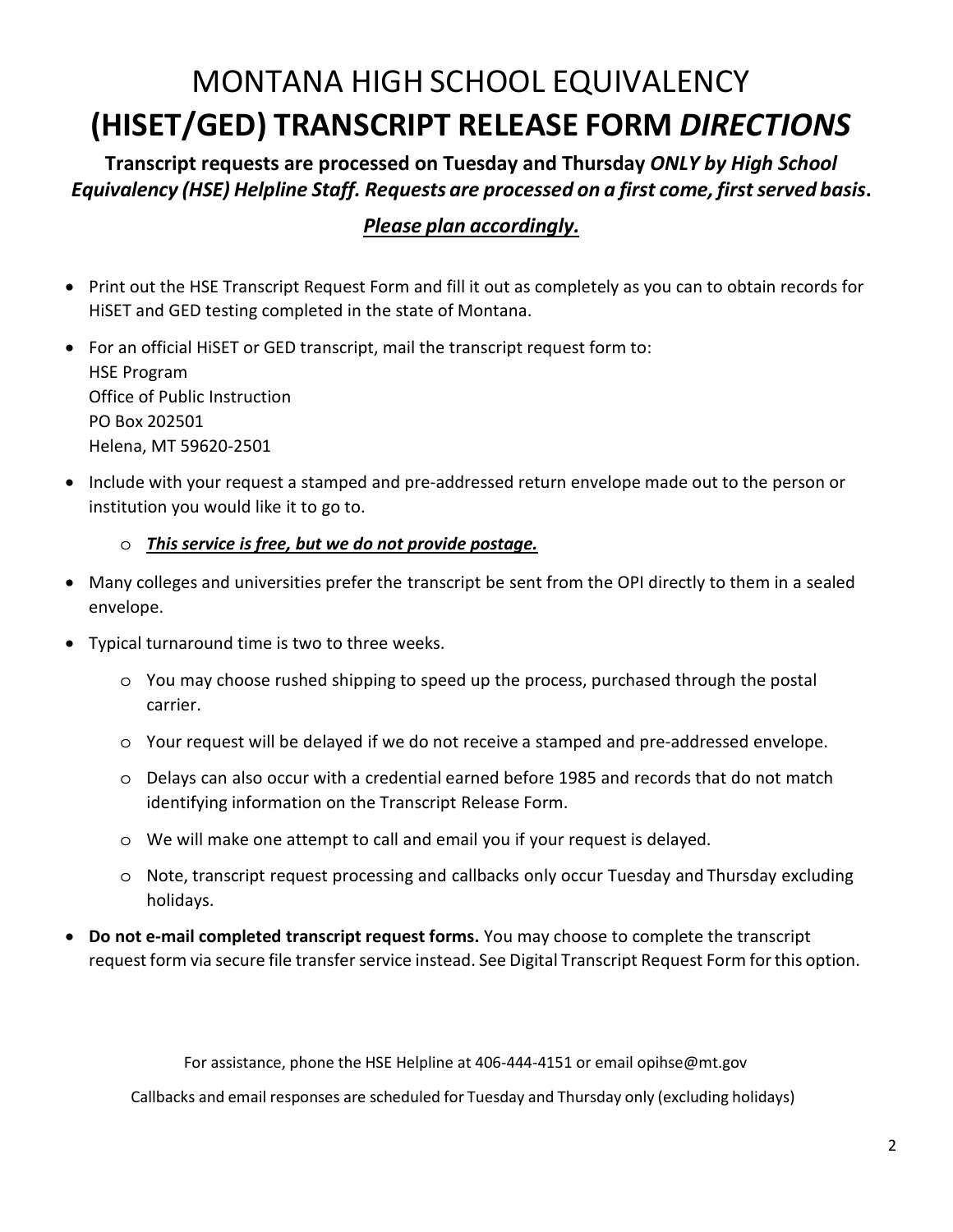# MONTANA HIGH SCHOOL EQUIVALENCY
# (HISET/GED) TRANSCRIPT RELEASE FORM *DIRECTIONS*

**Transcript requests are processed on Tuesday and Thursday *ONLY by High School Equivalency (HSE) Helpline Staff. Requests are processed on a first come, first served basis*.**

***Please plan accordingly.***

- Print out the HSE Transcript Request Form and fill it out as completely as you can to obtain records for HiSET and GED testing completed in the state of Montana.
- For an official HiSET or GED transcript, mail the transcript request form to:
  HSE Program
  Office of Public Instruction
  PO Box 202501
  Helena, MT 59620-2501
- Include with your request a stamped and pre-addressed return envelope made out to the person or institution you would like it to go to.
  - ***This service is free, but we do not provide postage.***
- Many colleges and universities prefer the transcript be sent from the OPI directly to them in a sealed envelope.
- Typical turnaround time is two to three weeks.
  - You may choose rushed shipping to speed up the process, purchased through the postal carrier.
  - Your request will be delayed if we do not receive a stamped and pre-addressed envelope.
  - Delays can also occur with a credential earned before 1985 and records that do not match identifying information on the Transcript Release Form.
  - We will make one attempt to call and email you if your request is delayed.
  - Note, transcript request processing and callbacks only occur Tuesday and Thursday excluding holidays.
- **Do not e-mail completed transcript request forms.** You may choose to complete the transcript request form via secure file transfer service instead. See Digital Transcript Request Form for this option.

For assistance, phone the HSE Helpline at 406-444-4151 or email opihse@mt.gov

Callbacks and email responses are scheduled for Tuesday and Thursday only (excluding holidays)